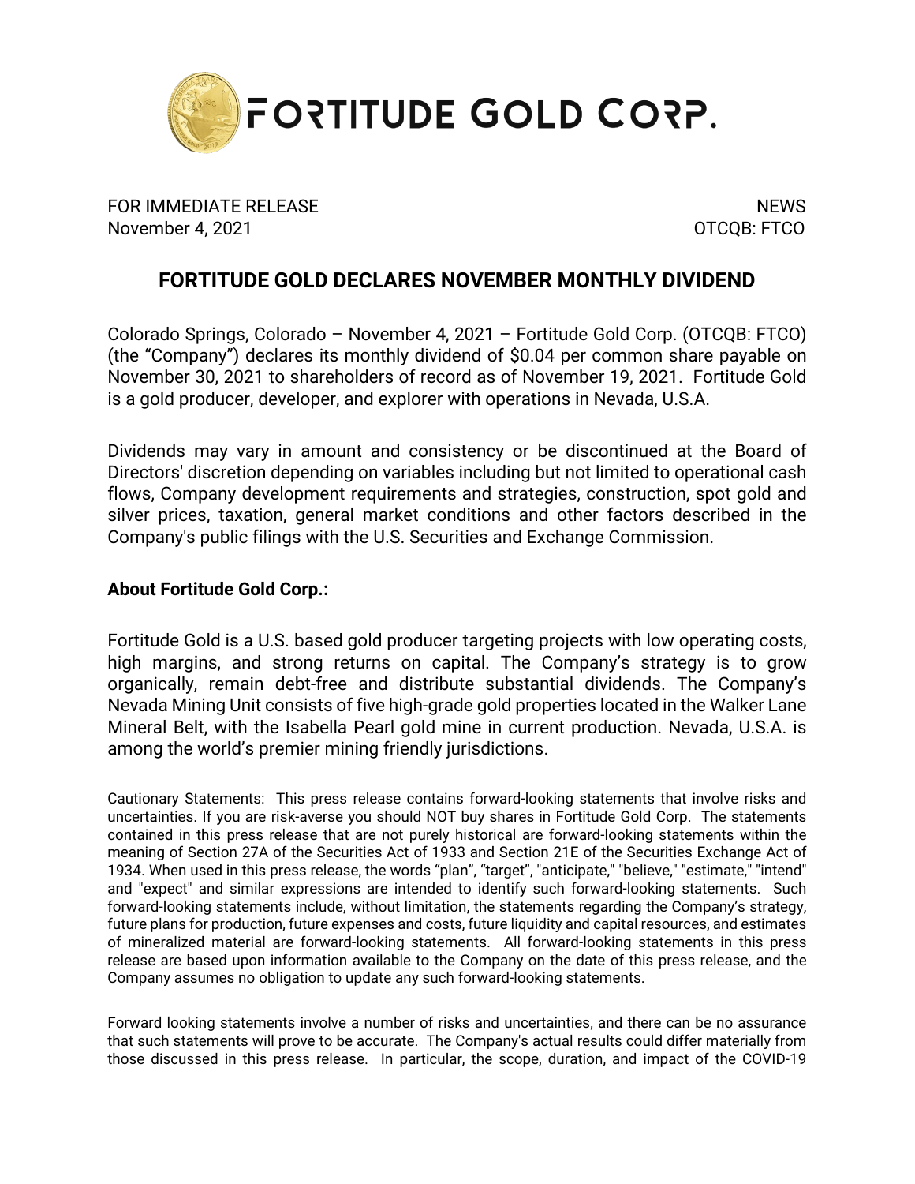FORTITUDE GOLD CORP.

FOR IMMEDIATE RELEASE
November 4, 2021

NEWS
OTCQB: FTCO

# FORTITUDE GOLD DECLARES NOVEMBER MONTHLY DIVIDEND

Colorado Springs, Colorado – November 4, 2021 – Fortitude Gold Corp. (OTCQB: FTCO) (the "Company") declares its monthly dividend of $0.04 per common share payable on November 30, 2021 to shareholders of record as of November 19, 2021. Fortitude Gold is a gold producer, developer, and explorer with operations in Nevada, U.S.A.

Dividends may vary in amount and consistency or be discontinued at the Board of Directors' discretion depending on variables including but not limited to operational cash flows, Company development requirements and strategies, construction, spot gold and silver prices, taxation, general market conditions and other factors described in the Company's public filings with the U.S. Securities and Exchange Commission.

**About Fortitude Gold Corp.:**

Fortitude Gold is a U.S. based gold producer targeting projects with low operating costs, high margins, and strong returns on capital. The Company's strategy is to grow organically, remain debt-free and distribute substantial dividends. The Company's Nevada Mining Unit consists of five high-grade gold properties located in the Walker Lane Mineral Belt, with the Isabella Pearl gold mine in current production. Nevada, U.S.A. is among the world's premier mining friendly jurisdictions.

Cautionary Statements: This press release contains forward-looking statements that involve risks and uncertainties. If you are risk-averse you should NOT buy shares in Fortitude Gold Corp. The statements contained in this press release that are not purely historical are forward-looking statements within the meaning of Section 27A of the Securities Act of 1933 and Section 21E of the Securities Exchange Act of 1934. When used in this press release, the words "plan", "target", "anticipate," "believe," "estimate," "intend" and "expect" and similar expressions are intended to identify such forward-looking statements. Such forward-looking statements include, without limitation, the statements regarding the Company's strategy, future plans for production, future expenses and costs, future liquidity and capital resources, and estimates of mineralized material are forward-looking statements. All forward-looking statements in this press release are based upon information available to the Company on the date of this press release, and the Company assumes no obligation to update any such forward-looking statements.

Forward looking statements involve a number of risks and uncertainties, and there can be no assurance that such statements will prove to be accurate. The Company's actual results could differ materially from those discussed in this press release. In particular, the scope, duration, and impact of the COVID-19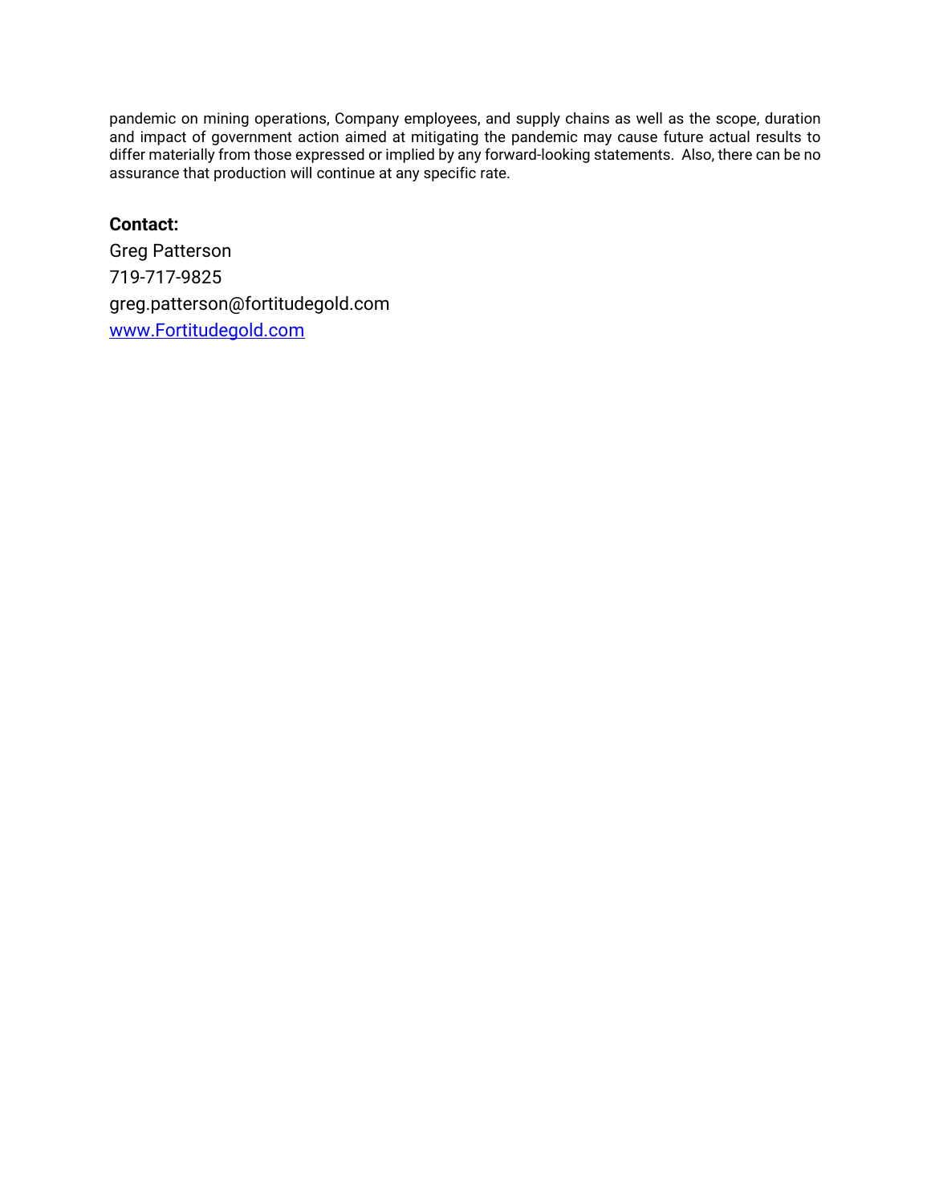pandemic on mining operations, Company employees, and supply chains as well as the scope, duration and impact of government action aimed at mitigating the pandemic may cause future actual results to differ materially from those expressed or implied by any forward-looking statements. Also, there can be no assurance that production will continue at any specific rate.

**Contact:**

Greg Patterson
719-717-9825
greg.patterson@fortitudegold.com
[www.Fortitudegold.com](http://www.Fortitudegold.com)